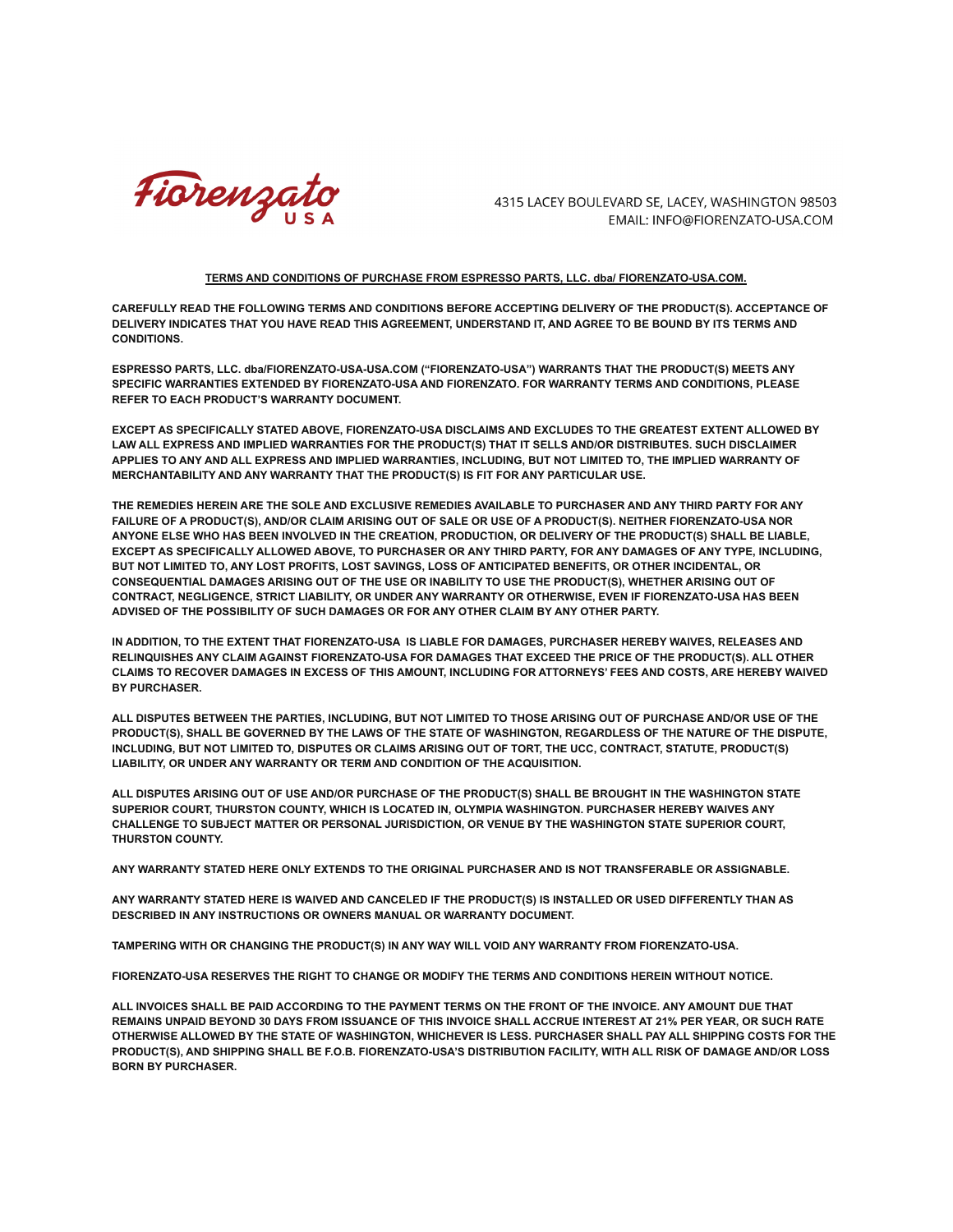Fiorenzato USA

4315 LACEY BOULEVARD SE, LACEY, WASHINGTON 98503
EMAIL: INFO@FIORENZATO-USA.COM

**TERMS AND CONDITIONS OF PURCHASE FROM ESPRESSO PARTS, LLC. dba/ FIORENZATO-USA.COM.**

**CAREFULLY READ THE FOLLOWING TERMS AND CONDITIONS BEFORE ACCEPTING DELIVERY OF THE PRODUCT(S). ACCEPTANCE OF DELIVERY INDICATES THAT YOU HAVE READ THIS AGREEMENT, UNDERSTAND IT, AND AGREE TO BE BOUND BY ITS TERMS AND CONDITIONS.**

**ESPRESSO PARTS, LLC. dba/FIORENZATO-USA-USA.COM ("FIORENZATO-USA") WARRANTS THAT THE PRODUCT(S) MEETS ANY SPECIFIC WARRANTIES EXTENDED BY FIORENZATO-USA AND FIORENZATO. FOR WARRANTY TERMS AND CONDITIONS, PLEASE REFER TO EACH PRODUCT'S WARRANTY DOCUMENT.**

**EXCEPT AS SPECIFICALLY STATED ABOVE, FIORENZATO-USA DISCLAIMS AND EXCLUDES TO THE GREATEST EXTENT ALLOWED BY LAW ALL EXPRESS AND IMPLIED WARRANTIES FOR THE PRODUCT(S) THAT IT SELLS AND/OR DISTRIBUTES. SUCH DISCLAIMER APPLIES TO ANY AND ALL EXPRESS AND IMPLIED WARRANTIES, INCLUDING, BUT NOT LIMITED TO, THE IMPLIED WARRANTY OF MERCHANTABILITY AND ANY WARRANTY THAT THE PRODUCT(S) IS FIT FOR ANY PARTICULAR USE.**

**THE REMEDIES HEREIN ARE THE SOLE AND EXCLUSIVE REMEDIES AVAILABLE TO PURCHASER AND ANY THIRD PARTY FOR ANY FAILURE OF A PRODUCT(S), AND/OR CLAIM ARISING OUT OF SALE OR USE OF A PRODUCT(S). NEITHER FIORENZATO-USA NOR ANYONE ELSE WHO HAS BEEN INVOLVED IN THE CREATION, PRODUCTION, OR DELIVERY OF THE PRODUCT(S) SHALL BE LIABLE, EXCEPT AS SPECIFICALLY ALLOWED ABOVE, TO PURCHASER OR ANY THIRD PARTY, FOR ANY DAMAGES OF ANY TYPE, INCLUDING, BUT NOT LIMITED TO, ANY LOST PROFITS, LOST SAVINGS, LOSS OF ANTICIPATED BENEFITS, OR OTHER INCIDENTAL, OR CONSEQUENTIAL DAMAGES ARISING OUT OF THE USE OR INABILITY TO USE THE PRODUCT(S), WHETHER ARISING OUT OF CONTRACT, NEGLIGENCE, STRICT LIABILITY, OR UNDER ANY WARRANTY OR OTHERWISE, EVEN IF FIORENZATO-USA HAS BEEN ADVISED OF THE POSSIBILITY OF SUCH DAMAGES OR FOR ANY OTHER CLAIM BY ANY OTHER PARTY.**

**IN ADDITION, TO THE EXTENT THAT FIORENZATO-USA IS LIABLE FOR DAMAGES, PURCHASER HEREBY WAIVES, RELEASES AND RELINQUISHES ANY CLAIM AGAINST FIORENZATO-USA FOR DAMAGES THAT EXCEED THE PRICE OF THE PRODUCT(S). ALL OTHER CLAIMS TO RECOVER DAMAGES IN EXCESS OF THIS AMOUNT, INCLUDING FOR ATTORNEYS' FEES AND COSTS, ARE HEREBY WAIVED BY PURCHASER.**

**ALL DISPUTES BETWEEN THE PARTIES, INCLUDING, BUT NOT LIMITED TO THOSE ARISING OUT OF PURCHASE AND/OR USE OF THE PRODUCT(S), SHALL BE GOVERNED BY THE LAWS OF THE STATE OF WASHINGTON, REGARDLESS OF THE NATURE OF THE DISPUTE, INCLUDING, BUT NOT LIMITED TO, DISPUTES OR CLAIMS ARISING OUT OF TORT, THE UCC, CONTRACT, STATUTE, PRODUCT(S) LIABILITY, OR UNDER ANY WARRANTY OR TERM AND CONDITION OF THE ACQUISITION.**

**ALL DISPUTES ARISING OUT OF USE AND/OR PURCHASE OF THE PRODUCT(S) SHALL BE BROUGHT IN THE WASHINGTON STATE SUPERIOR COURT, THURSTON COUNTY, WHICH IS LOCATED IN, OLYMPIA WASHINGTON. PURCHASER HEREBY WAIVES ANY CHALLENGE TO SUBJECT MATTER OR PERSONAL JURISDICTION, OR VENUE BY THE WASHINGTON STATE SUPERIOR COURT, THURSTON COUNTY.**

**ANY WARRANTY STATED HERE ONLY EXTENDS TO THE ORIGINAL PURCHASER AND IS NOT TRANSFERABLE OR ASSIGNABLE.**

**ANY WARRANTY STATED HERE IS WAIVED AND CANCELED IF THE PRODUCT(S) IS INSTALLED OR USED DIFFERENTLY THAN AS DESCRIBED IN ANY INSTRUCTIONS OR OWNERS MANUAL OR WARRANTY DOCUMENT.**

**TAMPERING WITH OR CHANGING THE PRODUCT(S) IN ANY WAY WILL VOID ANY WARRANTY FROM FIORENZATO-USA.**

**FIORENZATO-USA RESERVES THE RIGHT TO CHANGE OR MODIFY THE TERMS AND CONDITIONS HEREIN WITHOUT NOTICE.**

**ALL INVOICES SHALL BE PAID ACCORDING TO THE PAYMENT TERMS ON THE FRONT OF THE INVOICE. ANY AMOUNT DUE THAT REMAINS UNPAID BEYOND 30 DAYS FROM ISSUANCE OF THIS INVOICE SHALL ACCRUE INTEREST AT 21% PER YEAR, OR SUCH RATE OTHERWISE ALLOWED BY THE STATE OF WASHINGTON, WHICHEVER IS LESS. PURCHASER SHALL PAY ALL SHIPPING COSTS FOR THE PRODUCT(S), AND SHIPPING SHALL BE F.O.B. FIORENZATO-USA'S DISTRIBUTION FACILITY, WITH ALL RISK OF DAMAGE AND/OR LOSS BORN BY PURCHASER.**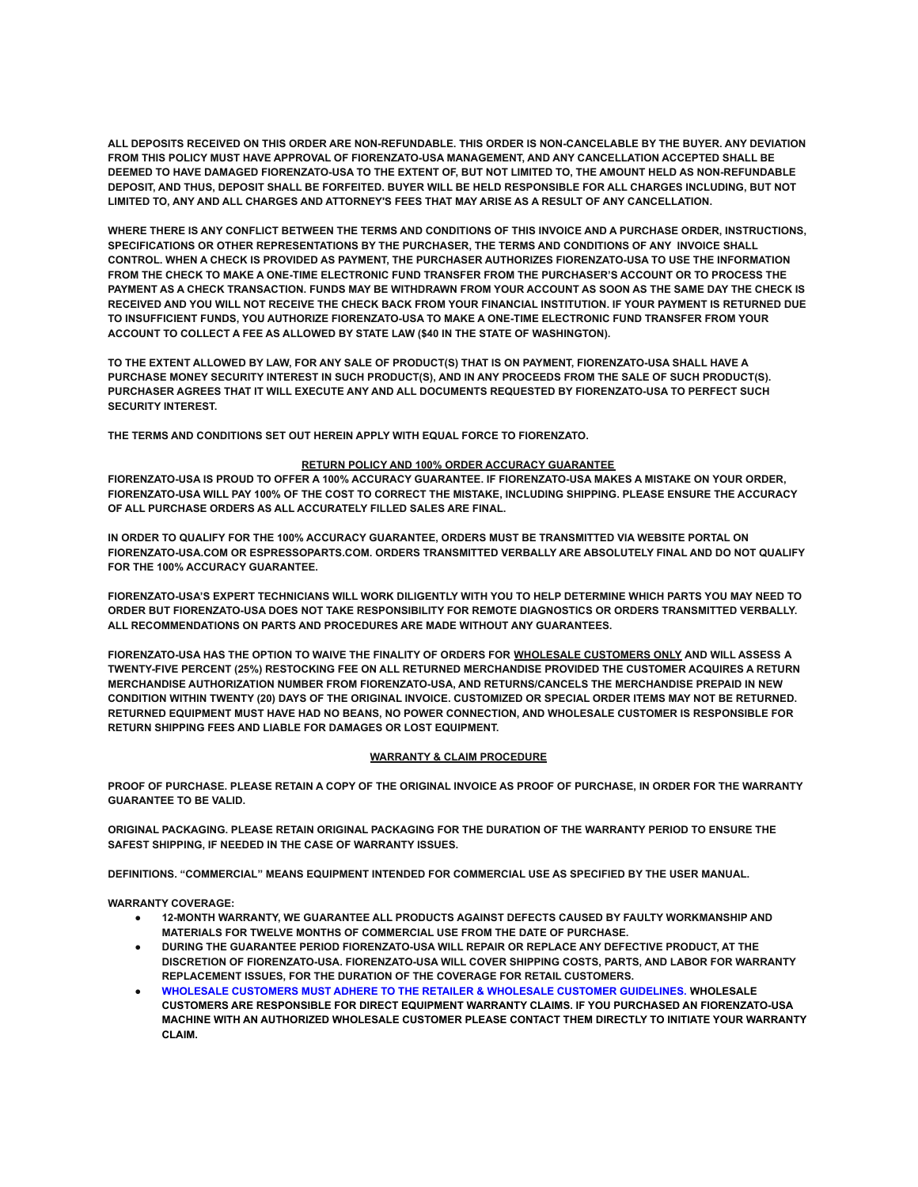**ALL DEPOSITS RECEIVED ON THIS ORDER ARE NON-REFUNDABLE. THIS ORDER IS NON-CANCELABLE BY THE BUYER. ANY DEVIATION FROM THIS POLICY MUST HAVE APPROVAL OF FIORENZATO-USA MANAGEMENT, AND ANY CANCELLATION ACCEPTED SHALL BE DEEMED TO HAVE DAMAGED FIORENZATO-USA TO THE EXTENT OF, BUT NOT LIMITED TO, THE AMOUNT HELD AS NON-REFUNDABLE DEPOSIT, AND THUS, DEPOSIT SHALL BE FORFEITED. BUYER WILL BE HELD RESPONSIBLE FOR ALL CHARGES INCLUDING, BUT NOT LIMITED TO, ANY AND ALL CHARGES AND ATTORNEY'S FEES THAT MAY ARISE AS A RESULT OF ANY CANCELLATION.**

**WHERE THERE IS ANY CONFLICT BETWEEN THE TERMS AND CONDITIONS OF THIS INVOICE AND A PURCHASE ORDER, INSTRUCTIONS, SPECIFICATIONS OR OTHER REPRESENTATIONS BY THE PURCHASER, THE TERMS AND CONDITIONS OF ANY INVOICE SHALL CONTROL. WHEN A CHECK IS PROVIDED AS PAYMENT, THE PURCHASER AUTHORIZES FIORENZATO-USA TO USE THE INFORMATION FROM THE CHECK TO MAKE A ONE-TIME ELECTRONIC FUND TRANSFER FROM THE PURCHASER'S ACCOUNT OR TO PROCESS THE PAYMENT AS A CHECK TRANSACTION. FUNDS MAY BE WITHDRAWN FROM YOUR ACCOUNT AS SOON AS THE SAME DAY THE CHECK IS RECEIVED AND YOU WILL NOT RECEIVE THE CHECK BACK FROM YOUR FINANCIAL INSTITUTION. IF YOUR PAYMENT IS RETURNED DUE TO INSUFFICIENT FUNDS, YOU AUTHORIZE FIORENZATO-USA TO MAKE A ONE-TIME ELECTRONIC FUND TRANSFER FROM YOUR ACCOUNT TO COLLECT A FEE AS ALLOWED BY STATE LAW ($40 IN THE STATE OF WASHINGTON).**

**TO THE EXTENT ALLOWED BY LAW, FOR ANY SALE OF PRODUCT(S) THAT IS ON PAYMENT, FIORENZATO-USA SHALL HAVE A PURCHASE MONEY SECURITY INTEREST IN SUCH PRODUCT(S), AND IN ANY PROCEEDS FROM THE SALE OF SUCH PRODUCT(S). PURCHASER AGREES THAT IT WILL EXECUTE ANY AND ALL DOCUMENTS REQUESTED BY FIORENZATO-USA TO PERFECT SUCH SECURITY INTEREST.**

**THE TERMS AND CONDITIONS SET OUT HEREIN APPLY WITH EQUAL FORCE TO FIORENZATO.**

## RETURN POLICY AND 100% ORDER ACCURACY GUARANTEE

**FIORENZATO-USA IS PROUD TO OFFER A 100% ACCURACY GUARANTEE. IF FIORENZATO-USA MAKES A MISTAKE ON YOUR ORDER, FIORENZATO-USA WILL PAY 100% OF THE COST TO CORRECT THE MISTAKE, INCLUDING SHIPPING. PLEASE ENSURE THE ACCURACY OF ALL PURCHASE ORDERS AS ALL ACCURATELY FILLED SALES ARE FINAL.**

**IN ORDER TO QUALIFY FOR THE 100% ACCURACY GUARANTEE, ORDERS MUST BE TRANSMITTED VIA WEBSITE PORTAL ON FIORENZATO-USA.COM OR ESPRESSOPARTS.COM. ORDERS TRANSMITTED VERBALLY ARE ABSOLUTELY FINAL AND DO NOT QUALIFY FOR THE 100% ACCURACY GUARANTEE.**

**FIORENZATO-USA'S EXPERT TECHNICIANS WILL WORK DILIGENTLY WITH YOU TO HELP DETERMINE WHICH PARTS YOU MAY NEED TO ORDER BUT FIORENZATO-USA DOES NOT TAKE RESPONSIBILITY FOR REMOTE DIAGNOSTICS OR ORDERS TRANSMITTED VERBALLY. ALL RECOMMENDATIONS ON PARTS AND PROCEDURES ARE MADE WITHOUT ANY GUARANTEES.**

**FIORENZATO-USA HAS THE OPTION TO WAIVE THE FINALITY OF ORDERS FOR WHOLESALE CUSTOMERS ONLY AND WILL ASSESS A TWENTY-FIVE PERCENT (25%) RESTOCKING FEE ON ALL RETURNED MERCHANDISE PROVIDED THE CUSTOMER ACQUIRES A RETURN MERCHANDISE AUTHORIZATION NUMBER FROM FIORENZATO-USA, AND RETURNS/CANCELS THE MERCHANDISE PREPAID IN NEW CONDITION WITHIN TWENTY (20) DAYS OF THE ORIGINAL INVOICE. CUSTOMIZED OR SPECIAL ORDER ITEMS MAY NOT BE RETURNED. RETURNED EQUIPMENT MUST HAVE HAD NO BEANS, NO POWER CONNECTION, AND WHOLESALE CUSTOMER IS RESPONSIBLE FOR RETURN SHIPPING FEES AND LIABLE FOR DAMAGES OR LOST EQUIPMENT.**

## WARRANTY & CLAIM PROCEDURE

**PROOF OF PURCHASE. PLEASE RETAIN A COPY OF THE ORIGINAL INVOICE AS PROOF OF PURCHASE, IN ORDER FOR THE WARRANTY GUARANTEE TO BE VALID.**

**ORIGINAL PACKAGING. PLEASE RETAIN ORIGINAL PACKAGING FOR THE DURATION OF THE WARRANTY PERIOD TO ENSURE THE SAFEST SHIPPING, IF NEEDED IN THE CASE OF WARRANTY ISSUES.**

**DEFINITIONS. "COMMERCIAL" MEANS EQUIPMENT INTENDED FOR COMMERCIAL USE AS SPECIFIED BY THE USER MANUAL.**

**WARRANTY COVERAGE:**

- **12-MONTH WARRANTY, WE GUARANTEE ALL PRODUCTS AGAINST DEFECTS CAUSED BY FAULTY WORKMANSHIP AND MATERIALS FOR TWELVE MONTHS OF COMMERCIAL USE FROM THE DATE OF PURCHASE.**
- **DURING THE GUARANTEE PERIOD FIORENZATO-USA WILL REPAIR OR REPLACE ANY DEFECTIVE PRODUCT, AT THE DISCRETION OF FIORENZATO-USA. FIORENZATO-USA WILL COVER SHIPPING COSTS, PARTS, AND LABOR FOR WARRANTY REPLACEMENT ISSUES, FOR THE DURATION OF THE COVERAGE FOR RETAIL CUSTOMERS.**
- **WHOLESALE CUSTOMERS MUST ADHERE TO THE RETAILER & WHOLESALE CUSTOMER GUIDELINES. WHOLESALE CUSTOMERS ARE RESPONSIBLE FOR DIRECT EQUIPMENT WARRANTY CLAIMS. IF YOU PURCHASED AN FIORENZATO-USA MACHINE WITH AN AUTHORIZED WHOLESALE CUSTOMER PLEASE CONTACT THEM DIRECTLY TO INITIATE YOUR WARRANTY CLAIM.**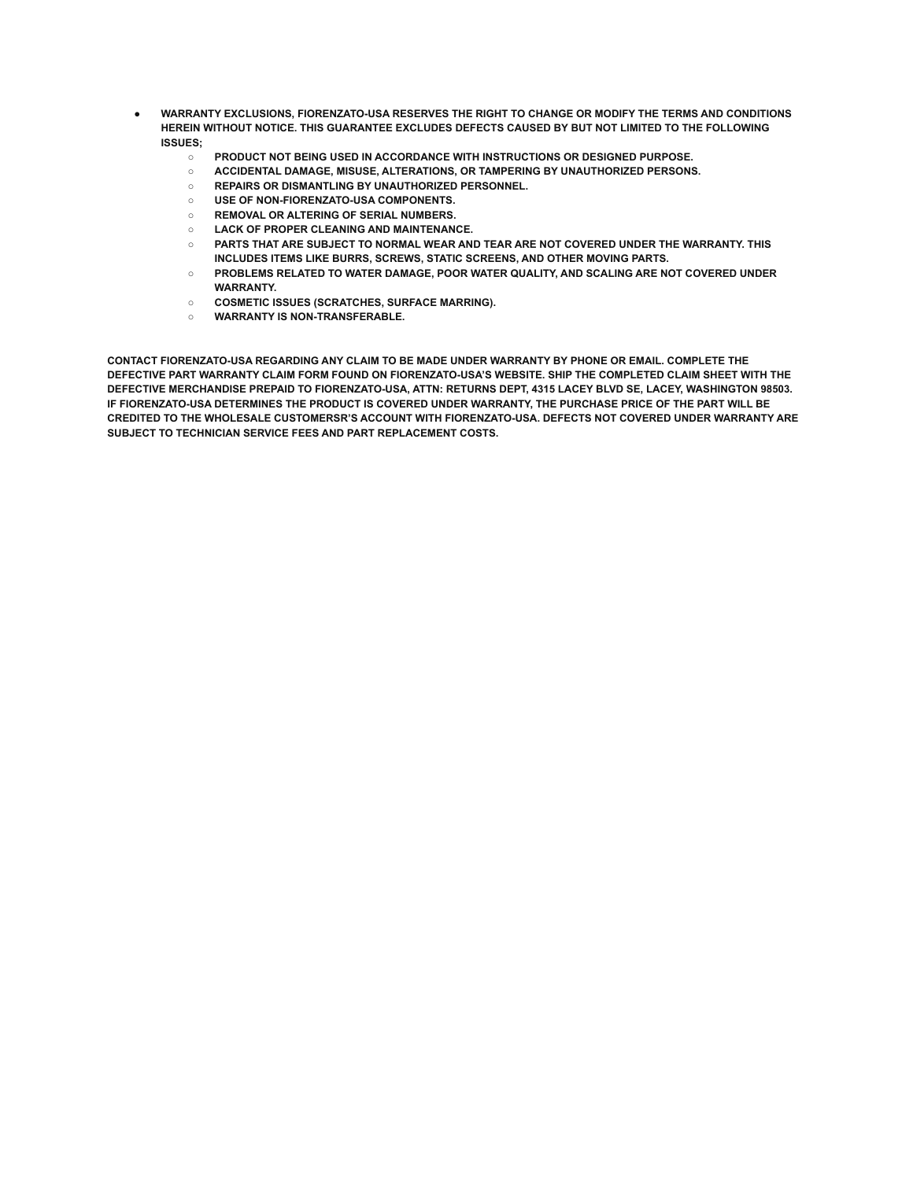- **WARRANTY EXCLUSIONS, FIORENZATO-USA RESERVES THE RIGHT TO CHANGE OR MODIFY THE TERMS AND CONDITIONS HEREIN WITHOUT NOTICE. THIS GUARANTEE EXCLUDES DEFECTS CAUSED BY BUT NOT LIMITED TO THE FOLLOWING ISSUES;**
  - **PRODUCT NOT BEING USED IN ACCORDANCE WITH INSTRUCTIONS OR DESIGNED PURPOSE.**
  - **ACCIDENTAL DAMAGE, MISUSE, ALTERATIONS, OR TAMPERING BY UNAUTHORIZED PERSONS.**
  - **REPAIRS OR DISMANTLING BY UNAUTHORIZED PERSONNEL.**
  - **USE OF NON-FIORENZATO-USA COMPONENTS.**
  - **REMOVAL OR ALTERING OF SERIAL NUMBERS.**
  - **LACK OF PROPER CLEANING AND MAINTENANCE.**
  - **PARTS THAT ARE SUBJECT TO NORMAL WEAR AND TEAR ARE NOT COVERED UNDER THE WARRANTY. THIS INCLUDES ITEMS LIKE BURRS, SCREWS, STATIC SCREENS, AND OTHER MOVING PARTS.**
  - **PROBLEMS RELATED TO WATER DAMAGE, POOR WATER QUALITY, AND SCALING ARE NOT COVERED UNDER WARRANTY.**
  - **COSMETIC ISSUES (SCRATCHES, SURFACE MARRING).**
  - **WARRANTY IS NON-TRANSFERABLE.**

**CONTACT FIORENZATO-USA REGARDING ANY CLAIM TO BE MADE UNDER WARRANTY BY PHONE OR EMAIL. COMPLETE THE DEFECTIVE PART WARRANTY CLAIM FORM FOUND ON FIORENZATO-USA'S WEBSITE. SHIP THE COMPLETED CLAIM SHEET WITH THE DEFECTIVE MERCHANDISE PREPAID TO FIORENZATO-USA, ATTN: RETURNS DEPT, 4315 LACEY BLVD SE, LACEY, WASHINGTON 98503. IF FIORENZATO-USA DETERMINES THE PRODUCT IS COVERED UNDER WARRANTY, THE PURCHASE PRICE OF THE PART WILL BE CREDITED TO THE WHOLESALE CUSTOMERSR'S ACCOUNT WITH FIORENZATO-USA. DEFECTS NOT COVERED UNDER WARRANTY ARE SUBJECT TO TECHNICIAN SERVICE FEES AND PART REPLACEMENT COSTS.**